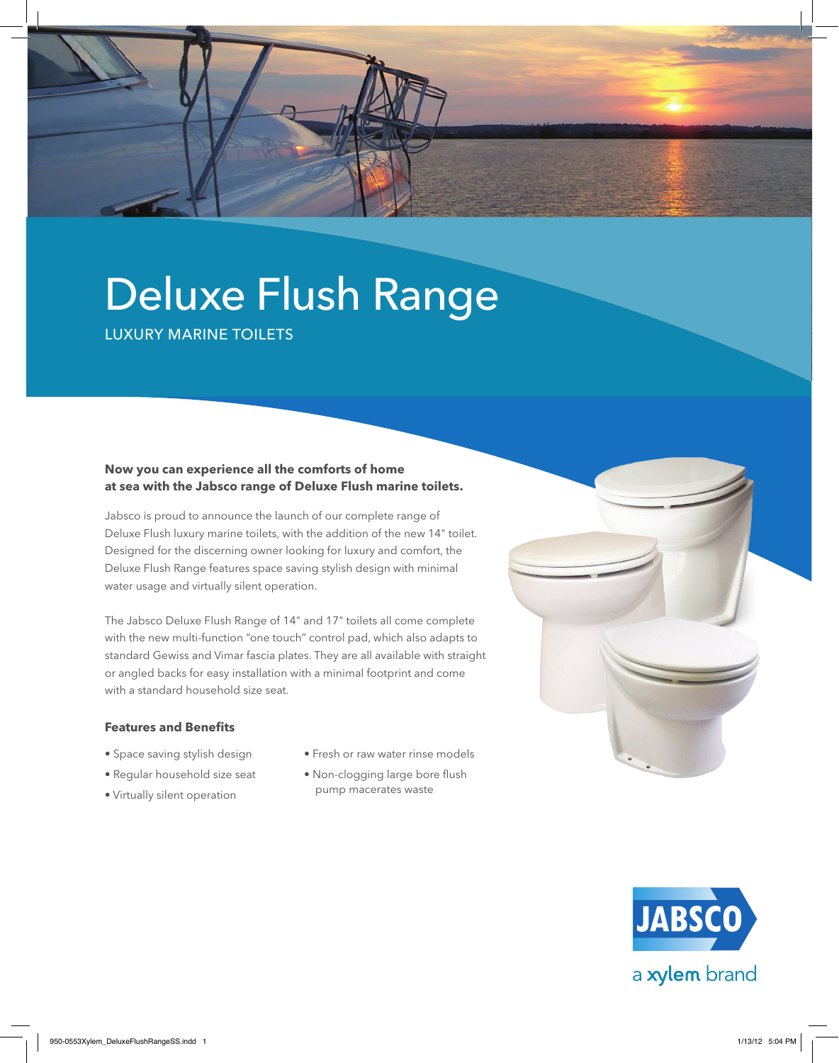# Deluxe Flush Range

LUXURY MARINE TOILETS

**Now you can experience all the comforts of home at sea with the Jabsco range of Deluxe Flush marine toilets.**

Jabsco is proud to announce the launch of our complete range of Deluxe Flush luxury marine toilets, with the addition of the new 14" toilet. Designed for the discerning owner looking for luxury and comfort, the Deluxe Flush Range features space saving stylish design with minimal water usage and virtually silent operation.

The Jabsco Deluxe Flush Range of 14" and 17" toilets all come complete with the new multi-function "one touch" control pad, which also adapts to standard Gewiss and Vimar fascia plates. They are all available with straight or angled backs for easy installation with a minimal footprint and come with a standard household size seat.

### Features and Benefits

- Space saving stylish design
- Regular household size seat
- Virtually silent operation
- Fresh or raw water rinse models
- Non-clogging large bore flush pump macerates waste

JABSCO

a xylem brand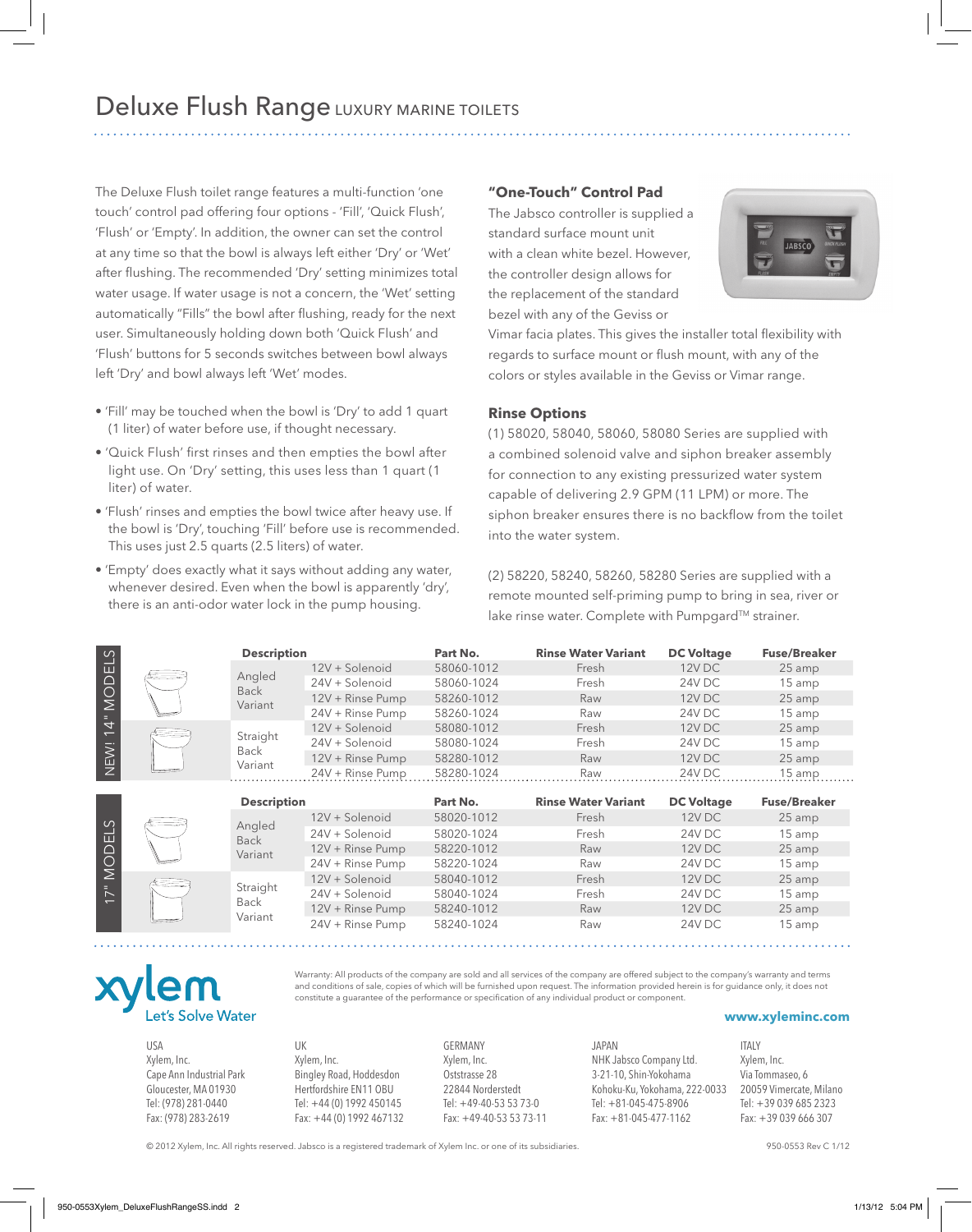# Deluxe Flush Range LUXURY MARINE TOILETS

The Deluxe Flush toilet range features a multi-function 'one touch' control pad offering four options - 'Fill', 'Quick Flush', 'Flush' or 'Empty'. In addition, the owner can set the control at any time so that the bowl is always left either 'Dry' or 'Wet' after flushing. The recommended 'Dry' setting minimizes total water usage. If water usage is not a concern, the 'Wet' setting automatically "Fills" the bowl after flushing, ready for the next user. Simultaneously holding down both 'Quick Flush' and 'Flush' buttons for 5 seconds switches between bowl always left 'Dry' and bowl always left 'Wet' modes.

- 'Fill' may be touched when the bowl is 'Dry' to add 1 quart (1 liter) of water before use, if thought necessary.
- 'Quick Flush' first rinses and then empties the bowl after light use. On 'Dry' setting, this uses less than 1 quart (1 liter) of water.
- 'Flush' rinses and empties the bowl twice after heavy use. If the bowl is 'Dry', touching 'Fill' before use is recommended. This uses just 2.5 quarts (2.5 liters) of water.
- 'Empty' does exactly what it says without adding any water, whenever desired. Even when the bowl is apparently 'dry', there is an anti-odor water lock in the pump housing.

### "One-Touch" Control Pad

The Jabsco controller is supplied a standard surface mount unit with a clean white bezel. However, the controller design allows for the replacement of the standard bezel with any of the Geviss or Vimar facia plates. This gives the installer total flexibility with regards to surface mount or flush mount, with any of the colors or styles available in the Geviss or Vimar range.

### Rinse Options

(1) 58020, 58040, 58060, 58080 Series are supplied with a combined solenoid valve and siphon breaker assembly for connection to any existing pressurized water system capable of delivering 2.9 GPM (11 LPM) or more. The siphon breaker ensures there is no backflow from the toilet into the water system.

(2) 58220, 58240, 58260, 58280 Series are supplied with a remote mounted self-priming pump to bring in sea, river or lake rinse water. Complete with Pumpgard™ strainer.

**NEW! 14" MODELS**

| Description | | Part No. | Rinse Water Variant | DC Voltage | Fuse/Breaker |
|---|---|---|---|---|---|
| Angled Back Variant | 12V + Solenoid | 58060-1012 | Fresh | 12V DC | 25 amp |
| | 24V + Solenoid | 58060-1024 | Fresh | 24V DC | 15 amp |
| | 12V + Rinse Pump | 58260-1012 | Raw | 12V DC | 25 amp |
| | 24V + Rinse Pump | 58260-1024 | Raw | 24V DC | 15 amp |
| Straight Back Variant | 12V + Solenoid | 58080-1012 | Fresh | 12V DC | 25 amp |
| | 24V + Solenoid | 58080-1024 | Fresh | 24V DC | 15 amp |
| | 12V + Rinse Pump | 58280-1012 | Raw | 12V DC | 25 amp |
| | 24V + Rinse Pump | 58280-1024 | Raw | 24V DC | 15 amp |

**17" MODELS**

| Description | | Part No. | Rinse Water Variant | DC Voltage | Fuse/Breaker |
|---|---|---|---|---|---|
| Angled Back Variant | 12V + Solenoid | 58020-1012 | Fresh | 12V DC | 25 amp |
| | 24V + Solenoid | 58020-1024 | Fresh | 24V DC | 15 amp |
| | 12V + Rinse Pump | 58220-1012 | Raw | 12V DC | 25 amp |
| | 24V + Rinse Pump | 58220-1024 | Raw | 24V DC | 15 amp |
| Straight Back Variant | 12V + Solenoid | 58040-1012 | Fresh | 12V DC | 25 amp |
| | 24V + Solenoid | 58040-1024 | Fresh | 24V DC | 15 amp |
| | 12V + Rinse Pump | 58240-1012 | Raw | 12V DC | 25 amp |
| | 24V + Rinse Pump | 58240-1024 | Raw | 24V DC | 15 amp |

xylem
Let's Solve Water

Warranty: All products of the company are sold and all services of the company are offered subject to the company's warranty and terms and conditions of sale, copies of which will be furnished upon request. The information provided herein is for guidance only, it does not constitute a guarantee of the performance or specification of any individual product or component.

**www.xyleminc.com**

USA
Xylem, Inc.
Cape Ann Industrial Park
Gloucester, MA 01930
Tel: (978) 281-0440
Fax: (978) 283-2619

UK
Xylem, Inc.
Bingley Road, Hoddesdon
Hertfordshire EN11 OBU
Tel: +44 (0) 1992 450145
Fax: +44 (0) 1992 467132

GERMANY
Xylem, Inc.
Oststrasse 28
22844 Norderstedt
Tel: +49-40-53 53 73-0
Fax: +49-40-53 53 73-11

JAPAN
NHK Jabsco Company Ltd.
3-21-10, Shin-Yokohama
Kohoku-Ku, Yokohama, 222-0033
Tel: +81-045-475-8906
Fax: +81-045-477-1162

ITALY
Xylem, Inc.
Via Tommaseo, 6
20059 Vimercate, Milano
Tel: +39 039 685 2323
Fax: +39 039 666 307

© 2012 Xylem, Inc. All rights reserved. Jabsco is a registered trademark of Xylem Inc. or one of its subsidiaries.

950-0553 Rev C 1/12